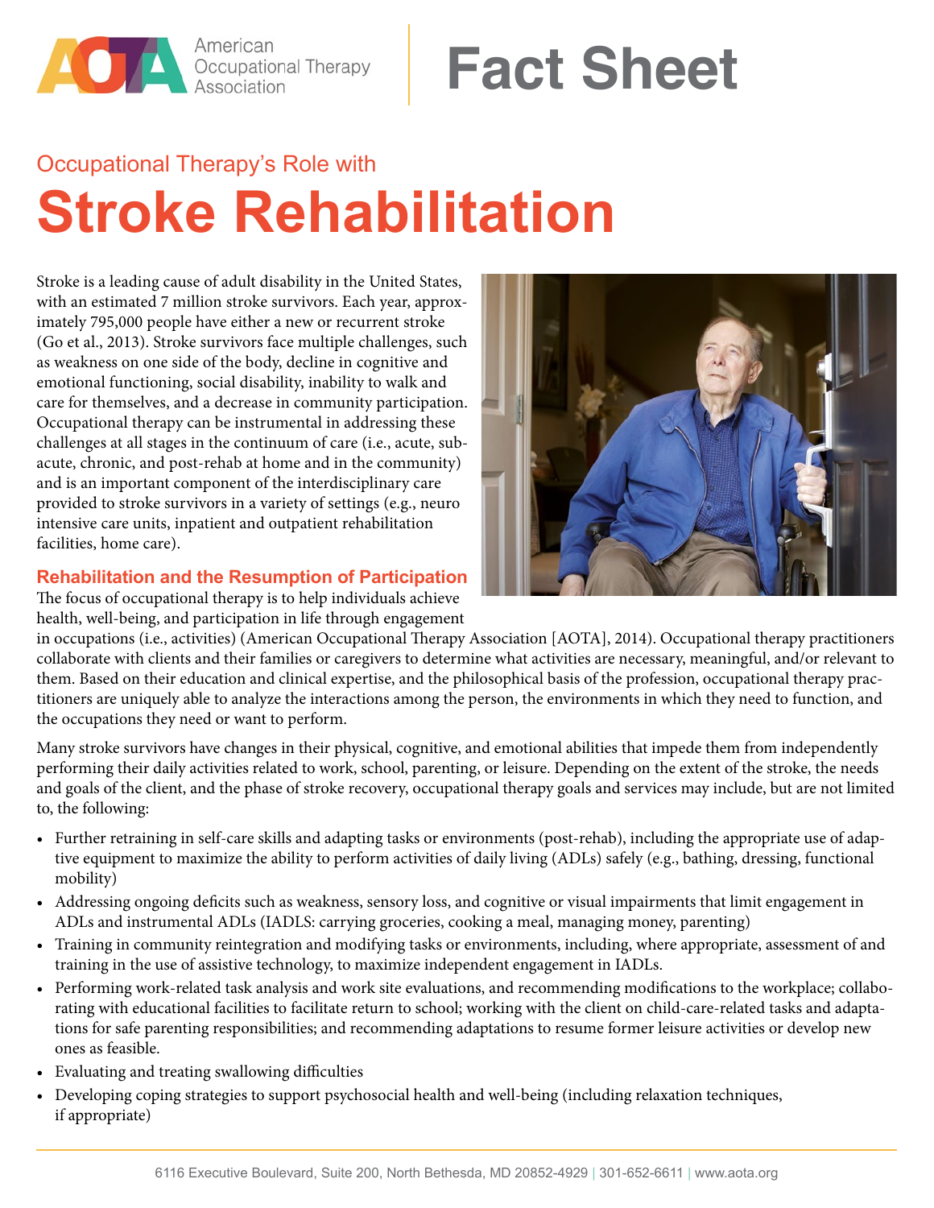American Occupational Therapy Association

# Fact Sheet

Occupational Therapy's Role with

# Stroke Rehabilitation

Stroke is a leading cause of adult disability in the United States, with an estimated 7 million stroke survivors. Each year, approximately 795,000 people have either a new or recurrent stroke (Go et al., 2013). Stroke survivors face multiple challenges, such as weakness on one side of the body, decline in cognitive and emotional functioning, social disability, inability to walk and care for themselves, and a decrease in community participation. Occupational therapy can be instrumental in addressing these challenges at all stages in the continuum of care (i.e., acute, subacute, chronic, and post-rehab at home and in the community) and is an important component of the interdisciplinary care provided to stroke survivors in a variety of settings (e.g., neuro intensive care units, inpatient and outpatient rehabilitation facilities, home care).

## Rehabilitation and the Resumption of Participation

The focus of occupational therapy is to help individuals achieve health, well-being, and participation in life through engagement in occupations (i.e., activities) (American Occupational Therapy Association [AOTA], 2014). Occupational therapy practitioners collaborate with clients and their families or caregivers to determine what activities are necessary, meaningful, and/or relevant to them. Based on their education and clinical expertise, and the philosophical basis of the profession, occupational therapy practitioners are uniquely able to analyze the interactions among the person, the environments in which they need to function, and the occupations they need or want to perform.

Many stroke survivors have changes in their physical, cognitive, and emotional abilities that impede them from independently performing their daily activities related to work, school, parenting, or leisure. Depending on the extent of the stroke, the needs and goals of the client, and the phase of stroke recovery, occupational therapy goals and services may include, but are not limited to, the following:

- Further retraining in self-care skills and adapting tasks or environments (post-rehab), including the appropriate use of adaptive equipment to maximize the ability to perform activities of daily living (ADLs) safely (e.g., bathing, dressing, functional mobility)
- Addressing ongoing deficits such as weakness, sensory loss, and cognitive or visual impairments that limit engagement in ADLs and instrumental ADLs (IADLS: carrying groceries, cooking a meal, managing money, parenting)
- Training in community reintegration and modifying tasks or environments, including, where appropriate, assessment of and training in the use of assistive technology, to maximize independent engagement in IADLs.
- Performing work-related task analysis and work site evaluations, and recommending modifications to the workplace; collaborating with educational facilities to facilitate return to school; working with the client on child-care-related tasks and adaptations for safe parenting responsibilities; and recommending adaptations to resume former leisure activities or develop new ones as feasible.
- Evaluating and treating swallowing difficulties
- Developing coping strategies to support psychosocial health and well-being (including relaxation techniques, if appropriate)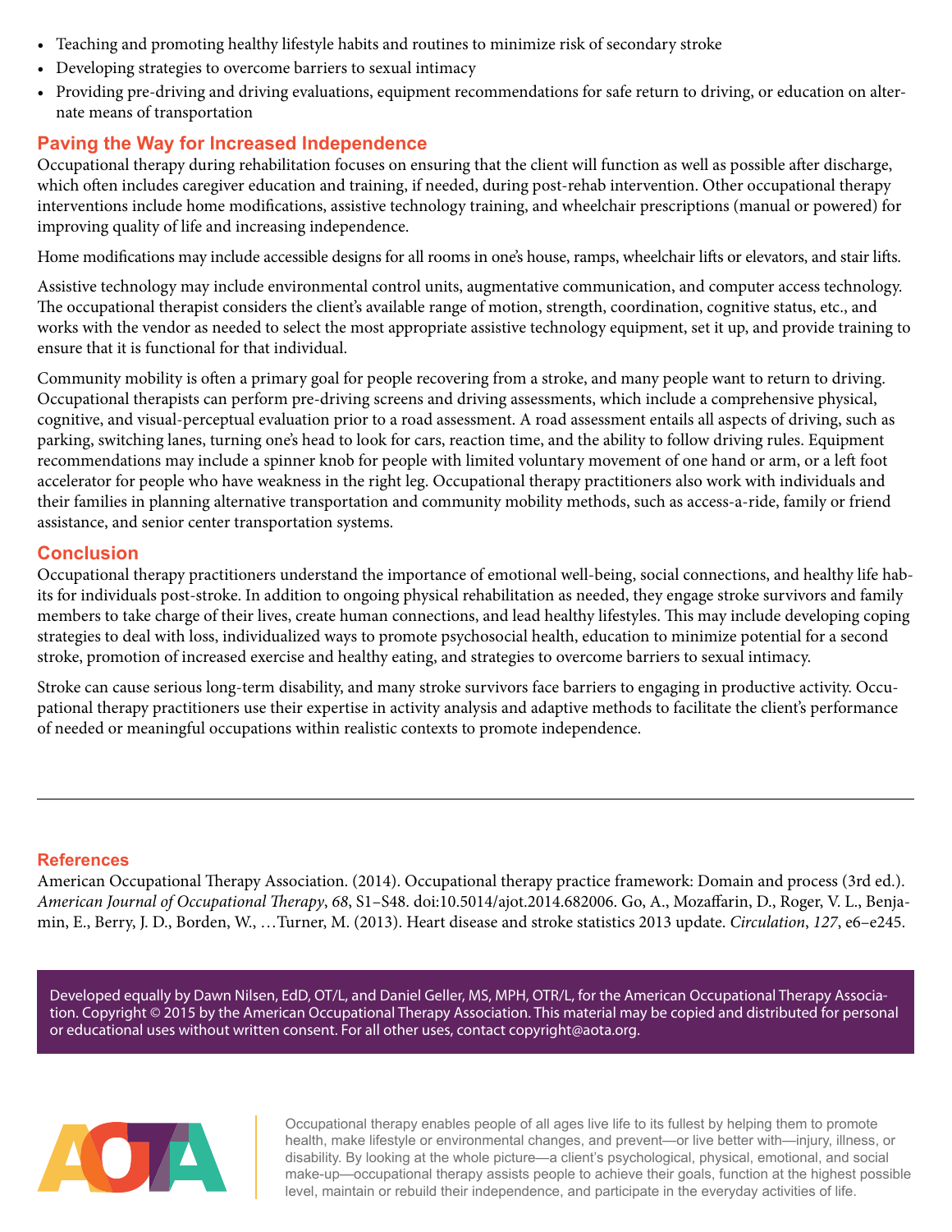- Teaching and promoting healthy lifestyle habits and routines to minimize risk of secondary stroke
- Developing strategies to overcome barriers to sexual intimacy
- Providing pre-driving and driving evaluations, equipment recommendations for safe return to driving, or education on alternate means of transportation

## Paving the Way for Increased Independence

Occupational therapy during rehabilitation focuses on ensuring that the client will function as well as possible after discharge, which often includes caregiver education and training, if needed, during post-rehab intervention. Other occupational therapy interventions include home modifications, assistive technology training, and wheelchair prescriptions (manual or powered) for improving quality of life and increasing independence.

Home modifications may include accessible designs for all rooms in one's house, ramps, wheelchair lifts or elevators, and stair lifts.

Assistive technology may include environmental control units, augmentative communication, and computer access technology. The occupational therapist considers the client's available range of motion, strength, coordination, cognitive status, etc., and works with the vendor as needed to select the most appropriate assistive technology equipment, set it up, and provide training to ensure that it is functional for that individual.

Community mobility is often a primary goal for people recovering from a stroke, and many people want to return to driving. Occupational therapists can perform pre-driving screens and driving assessments, which include a comprehensive physical, cognitive, and visual-perceptual evaluation prior to a road assessment. A road assessment entails all aspects of driving, such as parking, switching lanes, turning one's head to look for cars, reaction time, and the ability to follow driving rules. Equipment recommendations may include a spinner knob for people with limited voluntary movement of one hand or arm, or a left foot accelerator for people who have weakness in the right leg. Occupational therapy practitioners also work with individuals and their families in planning alternative transportation and community mobility methods, such as access-a-ride, family or friend assistance, and senior center transportation systems.

## Conclusion

Occupational therapy practitioners understand the importance of emotional well-being, social connections, and healthy life habits for individuals post-stroke. In addition to ongoing physical rehabilitation as needed, they engage stroke survivors and family members to take charge of their lives, create human connections, and lead healthy lifestyles. This may include developing coping strategies to deal with loss, individualized ways to promote psychosocial health, education to minimize potential for a second stroke, promotion of increased exercise and healthy eating, and strategies to overcome barriers to sexual intimacy.

Stroke can cause serious long-term disability, and many stroke survivors face barriers to engaging in productive activity. Occupational therapy practitioners use their expertise in activity analysis and adaptive methods to facilitate the client's performance of needed or meaningful occupations within realistic contexts to promote independence.

---

## References

American Occupational Therapy Association. (2014). Occupational therapy practice framework: Domain and process (3rd ed.). *American Journal of Occupational Therapy*, *68*, S1–S48. doi:10.5014/ajot.2014.682006. Go, A., Mozaffarin, D., Roger, V. L., Benjamin, E., Berry, J. D., Borden, W., …Turner, M. (2013). Heart disease and stroke statistics 2013 update. *Circulation*, *127*, e6–e245.

Developed equally by Dawn Nilsen, EdD, OT/L, and Daniel Geller, MS, MPH, OTR/L, for the American Occupational Therapy Association. Copyright © 2015 by the American Occupational Therapy Association. This material may be copied and distributed for personal or educational uses without written consent. For all other uses, contact copyright@aota.org.

AOTA

Occupational therapy enables people of all ages live life to its fullest by helping them to promote health, make lifestyle or environmental changes, and prevent—or live better with—injury, illness, or disability. By looking at the whole picture—a client's psychological, physical, emotional, and social make-up—occupational therapy assists people to achieve their goals, function at the highest possible level, maintain or rebuild their independence, and participate in the everyday activities of life.